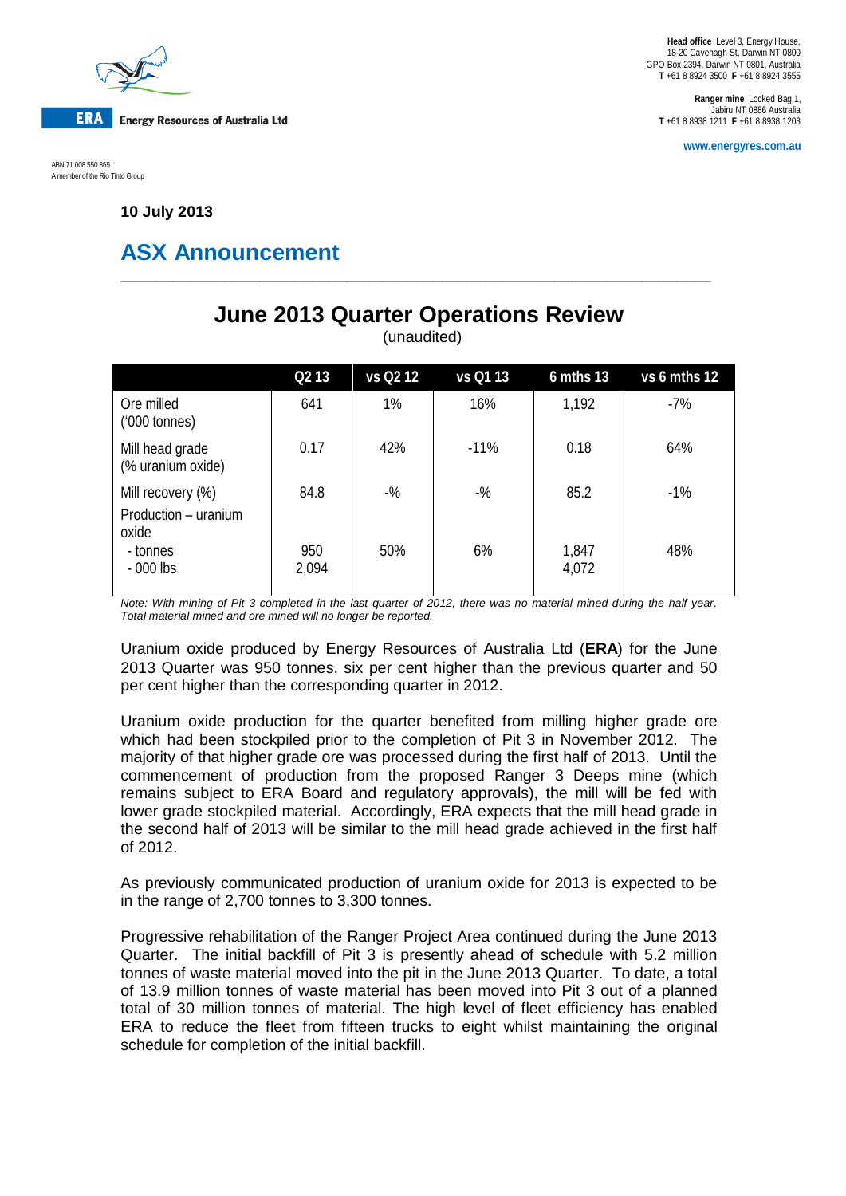Head office Level 3, Energy House, 18-20 Cavenagh St, Darwin NT 0800
GPO Box 2394, Darwin NT 0801, Australia
**T** +61 8 8924 3500 **F** +61 8 8924 3555

**Ranger mine** Locked Bag 1, Jabiru NT 0886 Australia
**T** +61 8 8938 1211 **F** +61 8 8938 1203

www.energyres.com.au

**ERA** Energy Resources of Australia Ltd

ABN 71 008 550 865
A member of the Rio Tinto Group

**10 July 2013**

## ASX Announcement

# June 2013 Quarter Operations Review

(unaudited)

| | Q2 13 | vs Q2 12 | vs Q1 13 | 6 mths 13 | vs 6 mths 12 |
|---|---|---|---|---|---|
| Ore milled ('000 tonnes) | 641 | 1% | 16% | 1,192 | -7% |
| Mill head grade (% uranium oxide) | 0.17 | 42% | -11% | 0.18 | 64% |
| Mill recovery (%) | 84.8 | -% | -% | 85.2 | -1% |
| Production – uranium oxide | | | | | |
| - tonnes | 950 | 50% | 6% | 1,847 | 48% |
| - 000 lbs | 2,094 | | | 4,072 | |

*Note: With mining of Pit 3 completed in the last quarter of 2012, there was no material mined during the half year. Total material mined and ore mined will no longer be reported.*

Uranium oxide produced by Energy Resources of Australia Ltd (**ERA**) for the June 2013 Quarter was 950 tonnes, six per cent higher than the previous quarter and 50 per cent higher than the corresponding quarter in 2012.

Uranium oxide production for the quarter benefited from milling higher grade ore which had been stockpiled prior to the completion of Pit 3 in November 2012. The majority of that higher grade ore was processed during the first half of 2013. Until the commencement of production from the proposed Ranger 3 Deeps mine (which remains subject to ERA Board and regulatory approvals), the mill will be fed with lower grade stockpiled material. Accordingly, ERA expects that the mill head grade in the second half of 2013 will be similar to the mill head grade achieved in the first half of 2012.

As previously communicated production of uranium oxide for 2013 is expected to be in the range of 2,700 tonnes to 3,300 tonnes.

Progressive rehabilitation of the Ranger Project Area continued during the June 2013 Quarter. The initial backfill of Pit 3 is presently ahead of schedule with 5.2 million tonnes of waste material moved into the pit in the June 2013 Quarter. To date, a total of 13.9 million tonnes of waste material has been moved into Pit 3 out of a planned total of 30 million tonnes of material. The high level of fleet efficiency has enabled ERA to reduce the fleet from fifteen trucks to eight whilst maintaining the original schedule for completion of the initial backfill.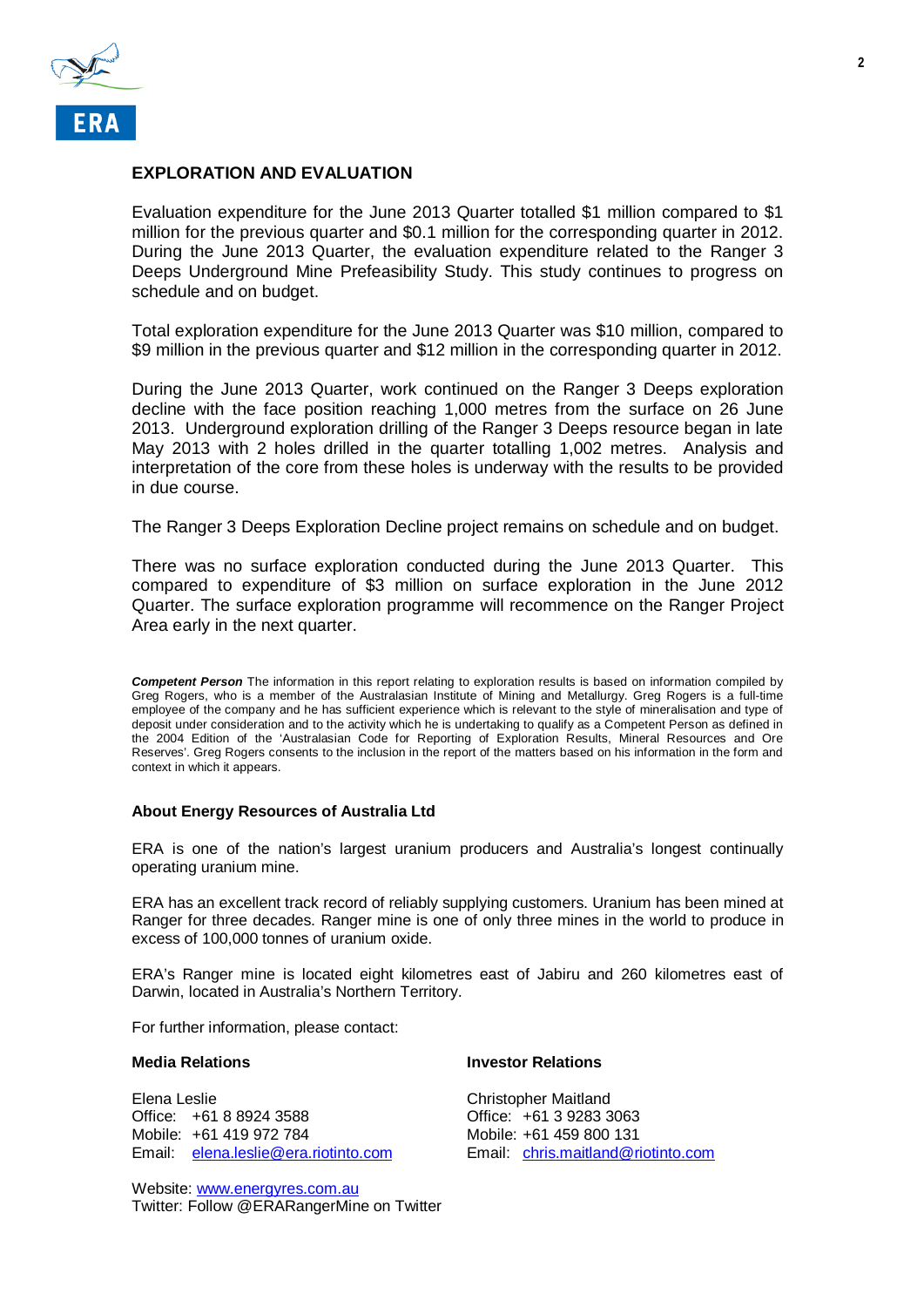## EXPLORATION AND EVALUATION

Evaluation expenditure for the June 2013 Quarter totalled $1 million compared to $1 million for the previous quarter and $0.1 million for the corresponding quarter in 2012. During the June 2013 Quarter, the evaluation expenditure related to the Ranger 3 Deeps Underground Mine Prefeasibility Study. This study continues to progress on schedule and on budget.

Total exploration expenditure for the June 2013 Quarter was $10 million, compared to $9 million in the previous quarter and $12 million in the corresponding quarter in 2012.

During the June 2013 Quarter, work continued on the Ranger 3 Deeps exploration decline with the face position reaching 1,000 metres from the surface on 26 June 2013. Underground exploration drilling of the Ranger 3 Deeps resource began in late May 2013 with 2 holes drilled in the quarter totalling 1,002 metres. Analysis and interpretation of the core from these holes is underway with the results to be provided in due course.

The Ranger 3 Deeps Exploration Decline project remains on schedule and on budget.

There was no surface exploration conducted during the June 2013 Quarter. This compared to expenditure of $3 million on surface exploration in the June 2012 Quarter. The surface exploration programme will recommence on the Ranger Project Area early in the next quarter.

***Competent Person*** The information in this report relating to exploration results is based on information compiled by Greg Rogers, who is a member of the Australasian Institute of Mining and Metallurgy. Greg Rogers is a full-time employee of the company and he has sufficient experience which is relevant to the style of mineralisation and type of deposit under consideration and to the activity which he is undertaking to qualify as a Competent Person as defined in the 2004 Edition of the 'Australasian Code for Reporting of Exploration Results, Mineral Resources and Ore Reserves'. Greg Rogers consents to the inclusion in the report of the matters based on his information in the form and context in which it appears.

### About Energy Resources of Australia Ltd

ERA is one of the nation's largest uranium producers and Australia's longest continually operating uranium mine.

ERA has an excellent track record of reliably supplying customers. Uranium has been mined at Ranger for three decades. Ranger mine is one of only three mines in the world to produce in excess of 100,000 tonnes of uranium oxide.

ERA's Ranger mine is located eight kilometres east of Jabiru and 260 kilometres east of Darwin, located in Australia's Northern Territory.

For further information, please contact:

**Media Relations**

Elena Leslie
Office: +61 8 8924 3588
Mobile: +61 419 972 784
Email: elena.leslie@era.riotinto.com

**Investor Relations**

Christopher Maitland
Office: +61 3 9283 3063
Mobile: +61 459 800 131
Email: chris.maitland@riotinto.com

Website: www.energyres.com.au
Twitter: Follow @ERARangerMine on Twitter